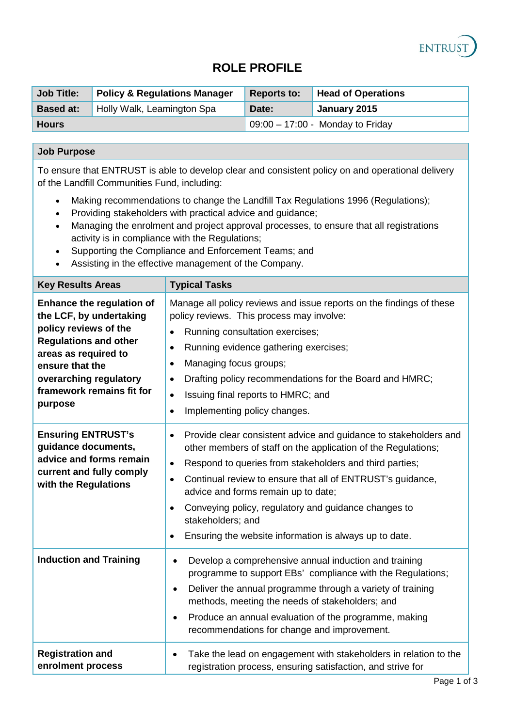# ROLE PROFILE

| Job Title: | Policy & Regulations Manager | Reports to: | Head of Operations |
|---|---|---|---|
| Based at: | Holly Walk, Leamington Spa | Date: | January 2015 |
| Hours | | 09:00 – 17:00 - Monday to Friday | |

## Job Purpose

To ensure that ENTRUST is able to develop clear and consistent policy on and operational delivery of the Landfill Communities Fund, including:

- Making recommendations to change the Landfill Tax Regulations 1996 (Regulations);
- Providing stakeholders with practical advice and guidance;
- Managing the enrolment and project approval processes, to ensure that all registrations activity is in compliance with the Regulations;
- Supporting the Compliance and Enforcement Teams; and
- Assisting in the effective management of the Company.

| Key Results Areas | Typical Tasks |
|---|---|
| **Enhance the regulation of the LCF, by undertaking policy reviews of the Regulations and other areas as required to ensure that the overarching regulatory framework remains fit for purpose** | Manage all policy reviews and issue reports on the findings of these policy reviews. This process may involve:<br>• Running consultation exercises;<br>• Running evidence gathering exercises;<br>• Managing focus groups;<br>• Drafting policy recommendations for the Board and HMRC;<br>• Issuing final reports to HMRC; and<br>• Implementing policy changes. |
| **Ensuring ENTRUST's guidance documents, advice and forms remain current and fully comply with the Regulations** | • Provide clear consistent advice and guidance to stakeholders and other members of staff on the application of the Regulations;<br>• Respond to queries from stakeholders and third parties;<br>• Continual review to ensure that all of ENTRUST's guidance, advice and forms remain up to date;<br>• Conveying policy, regulatory and guidance changes to stakeholders; and<br>• Ensuring the website information is always up to date. |
| **Induction and Training** | • Develop a comprehensive annual induction and training programme to support EBs' compliance with the Regulations;<br>• Deliver the annual programme through a variety of training methods, meeting the needs of stakeholders; and<br>• Produce an annual evaluation of the programme, making recommendations for change and improvement. |
| **Registration and enrolment process** | • Take the lead on engagement with stakeholders in relation to the registration process, ensuring satisfaction, and strive for |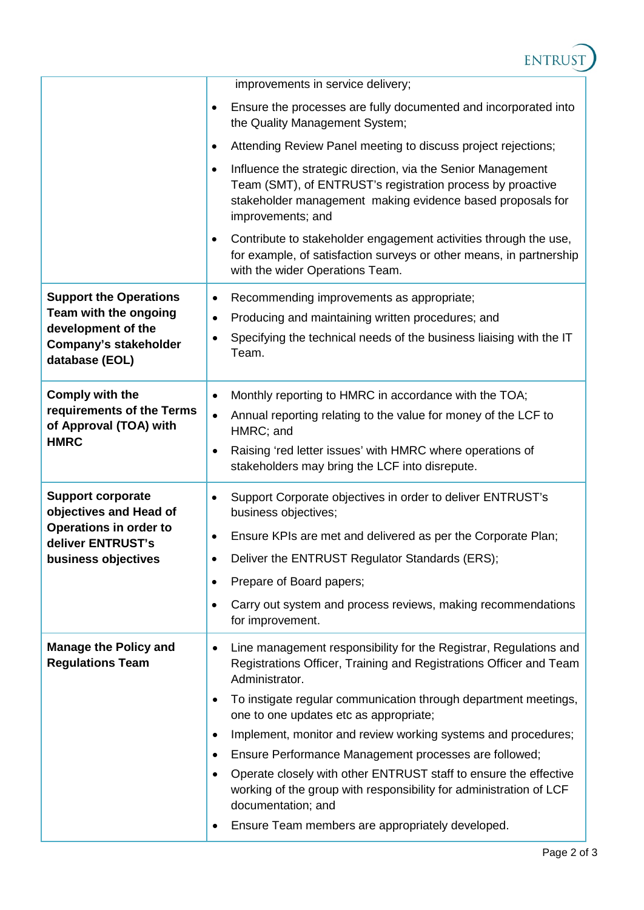| | |
|---|---|
| | improvements in service delivery;<br>• Ensure the processes are fully documented and incorporated into the Quality Management System;<br>• Attending Review Panel meeting to discuss project rejections;<br>• Influence the strategic direction, via the Senior Management Team (SMT), of ENTRUST's registration process by proactive stakeholder management making evidence based proposals for improvements; and<br>• Contribute to stakeholder engagement activities through the use, for example, of satisfaction surveys or other means, in partnership with the wider Operations Team. |
| **Support the Operations Team with the ongoing development of the Company's stakeholder database (EOL)** | • Recommending improvements as appropriate;<br>• Producing and maintaining written procedures; and<br>• Specifying the technical needs of the business liaising with the IT Team. |
| **Comply with the requirements of the Terms of Approval (TOA) with HMRC** | • Monthly reporting to HMRC in accordance with the TOA;<br>• Annual reporting relating to the value for money of the LCF to HMRC; and<br>• Raising 'red letter issues' with HMRC where operations of stakeholders may bring the LCF into disrepute. |
| **Support corporate objectives and Head of Operations in order to deliver ENTRUST's business objectives** | • Support Corporate objectives in order to deliver ENTRUST's business objectives;<br>• Ensure KPIs are met and delivered as per the Corporate Plan;<br>• Deliver the ENTRUST Regulator Standards (ERS);<br>• Prepare of Board papers;<br>• Carry out system and process reviews, making recommendations for improvement. |
| **Manage the Policy and Regulations Team** | • Line management responsibility for the Registrar, Regulations and Registrations Officer, Training and Registrations Officer and Team Administrator.<br>• To instigate regular communication through department meetings, one to one updates etc as appropriate;<br>• Implement, monitor and review working systems and procedures;<br>• Ensure Performance Management processes are followed;<br>• Operate closely with other ENTRUST staff to ensure the effective working of the group with responsibility for administration of LCF documentation; and<br>• Ensure Team members are appropriately developed. |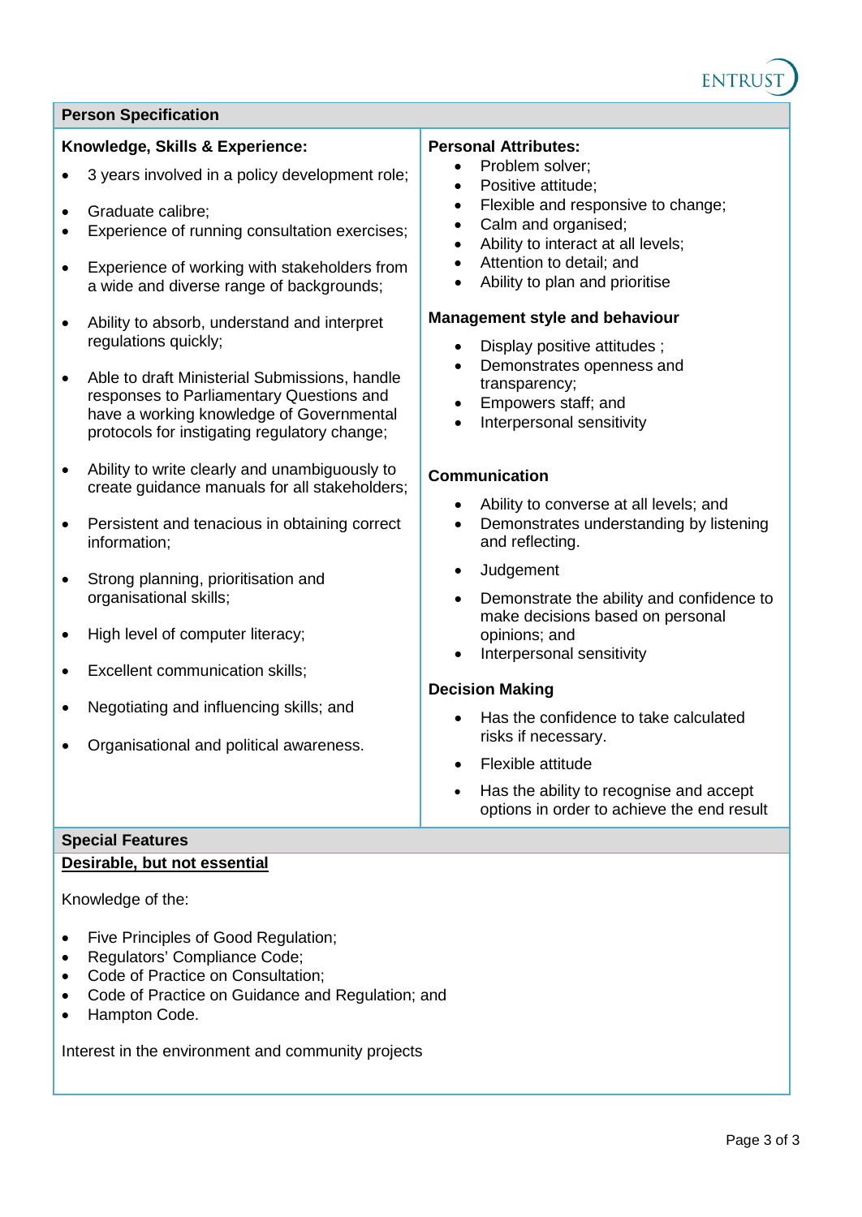## Person Specification

### Knowledge, Skills & Experience:

- 3 years involved in a policy development role;
- Graduate calibre;
- Experience of running consultation exercises;
- Experience of working with stakeholders from a wide and diverse range of backgrounds;
- Ability to absorb, understand and interpret regulations quickly;
- Able to draft Ministerial Submissions, handle responses to Parliamentary Questions and have a working knowledge of Governmental protocols for instigating regulatory change;
- Ability to write clearly and unambiguously to create guidance manuals for all stakeholders;
- Persistent and tenacious in obtaining correct information;
- Strong planning, prioritisation and organisational skills;
- High level of computer literacy;
- Excellent communication skills;
- Negotiating and influencing skills; and
- Organisational and political awareness.

### Personal Attributes:

- Problem solver;
- Positive attitude;
- Flexible and responsive to change;
- Calm and organised;
- Ability to interact at all levels;
- Attention to detail; and
- Ability to plan and prioritise

### Management style and behaviour

- Display positive attitudes ;
- Demonstrates openness and transparency;
- Empowers staff; and
- Interpersonal sensitivity

### Communication

- Ability to converse at all levels; and
- Demonstrates understanding by listening and reflecting.
- Judgement
- Demonstrate the ability and confidence to make decisions based on personal opinions; and
- Interpersonal sensitivity

### Decision Making

- Has the confidence to take calculated risks if necessary.
- Flexible attitude
- Has the ability to recognise and accept options in order to achieve the end result

## Special Features

**Desirable, but not essential**

Knowledge of the:

- Five Principles of Good Regulation;
- Regulators' Compliance Code;
- Code of Practice on Consultation;
- Code of Practice on Guidance and Regulation; and
- Hampton Code.

Interest in the environment and community projects